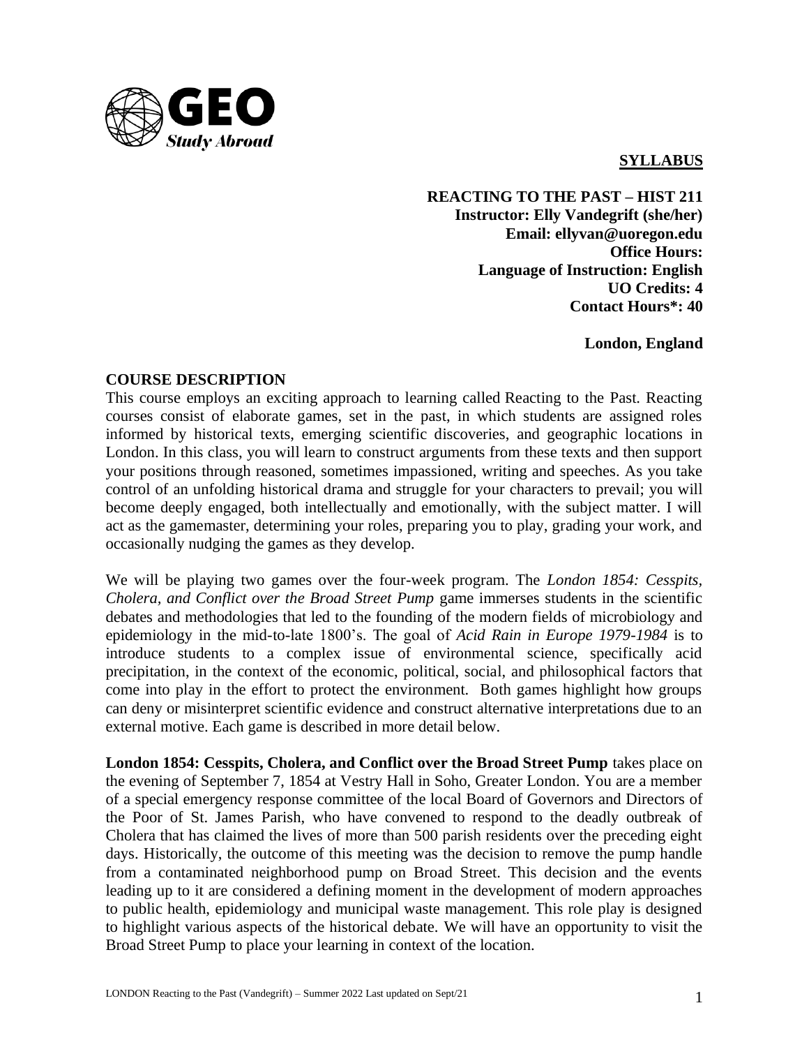**SYLLABUS**

**REACTING TO THE PAST – HIST 211**
**Instructor: Elly Vandegrift (she/her)**
**Email: ellyvan@uoregon.edu**
**Office Hours:**
**Language of Instruction: English**
**UO Credits: 4**
**Contact Hours*: 40**

**London, England**

## COURSE DESCRIPTION

This course employs an exciting approach to learning called Reacting to the Past. Reacting courses consist of elaborate games, set in the past, in which students are assigned roles informed by historical texts, emerging scientific discoveries, and geographic locations in London. In this class, you will learn to construct arguments from these texts and then support your positions through reasoned, sometimes impassioned, writing and speeches. As you take control of an unfolding historical drama and struggle for your characters to prevail; you will become deeply engaged, both intellectually and emotionally, with the subject matter. I will act as the gamemaster, determining your roles, preparing you to play, grading your work, and occasionally nudging the games as they develop.

We will be playing two games over the four-week program. The *London 1854: Cesspits, Cholera, and Conflict over the Broad Street Pump* game immerses students in the scientific debates and methodologies that led to the founding of the modern fields of microbiology and epidemiology in the mid-to-late 1800's. The goal of *Acid Rain in Europe 1979-1984* is to introduce students to a complex issue of environmental science, specifically acid precipitation, in the context of the economic, political, social, and philosophical factors that come into play in the effort to protect the environment. Both games highlight how groups can deny or misinterpret scientific evidence and construct alternative interpretations due to an external motive. Each game is described in more detail below.

**London 1854: Cesspits, Cholera, and Conflict over the Broad Street Pump** takes place on the evening of September 7, 1854 at Vestry Hall in Soho, Greater London. You are a member of a special emergency response committee of the local Board of Governors and Directors of the Poor of St. James Parish, who have convened to respond to the deadly outbreak of Cholera that has claimed the lives of more than 500 parish residents over the preceding eight days. Historically, the outcome of this meeting was the decision to remove the pump handle from a contaminated neighborhood pump on Broad Street. This decision and the events leading up to it are considered a defining moment in the development of modern approaches to public health, epidemiology and municipal waste management. This role play is designed to highlight various aspects of the historical debate. We will have an opportunity to visit the Broad Street Pump to place your learning in context of the location.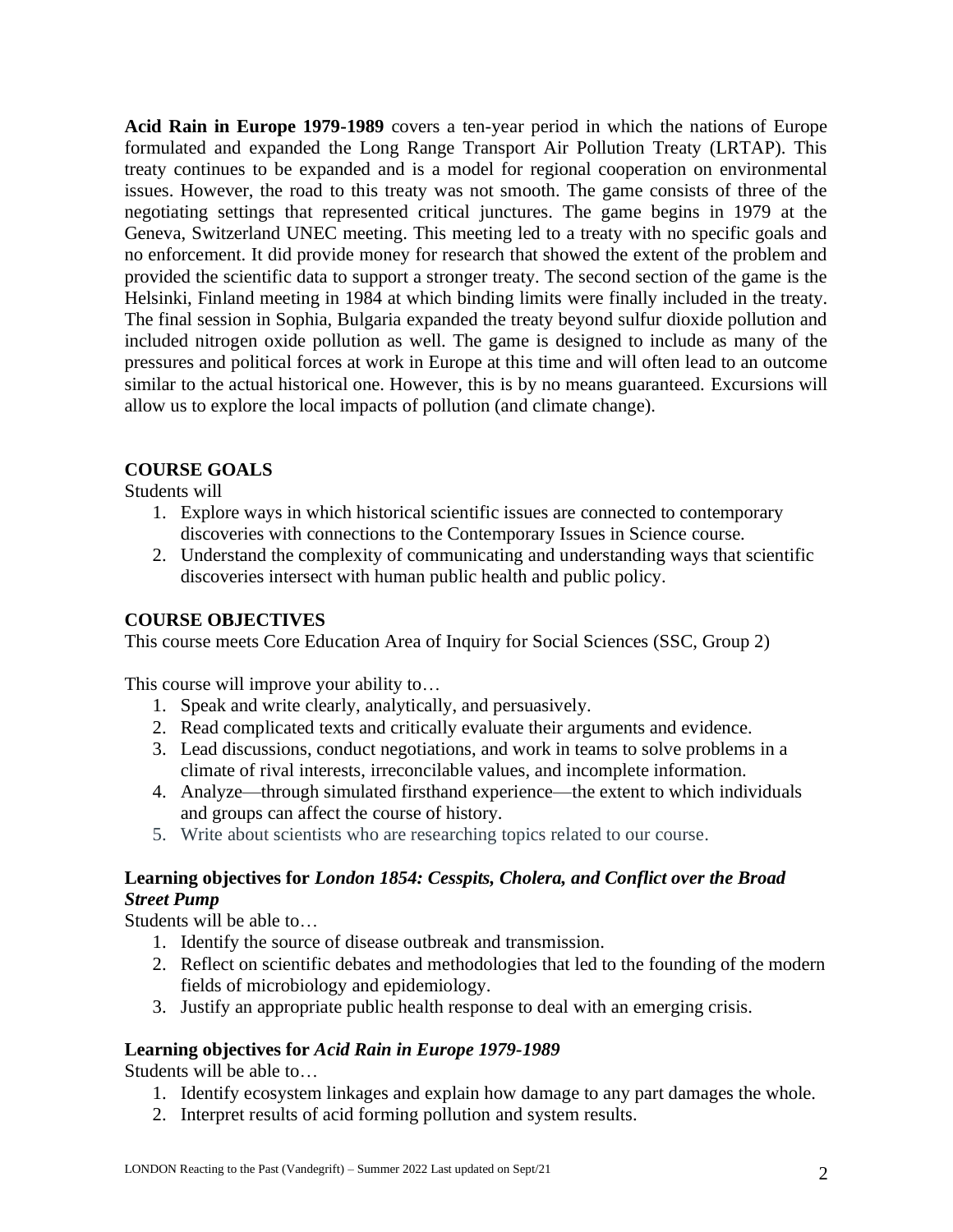**Acid Rain in Europe 1979-1989** covers a ten-year period in which the nations of Europe formulated and expanded the Long Range Transport Air Pollution Treaty (LRTAP). This treaty continues to be expanded and is a model for regional cooperation on environmental issues. However, the road to this treaty was not smooth. The game consists of three of the negotiating settings that represented critical junctures. The game begins in 1979 at the Geneva, Switzerland UNEC meeting. This meeting led to a treaty with no specific goals and no enforcement. It did provide money for research that showed the extent of the problem and provided the scientific data to support a stronger treaty. The second section of the game is the Helsinki, Finland meeting in 1984 at which binding limits were finally included in the treaty. The final session in Sophia, Bulgaria expanded the treaty beyond sulfur dioxide pollution and included nitrogen oxide pollution as well. The game is designed to include as many of the pressures and political forces at work in Europe at this time and will often lead to an outcome similar to the actual historical one. However, this is by no means guaranteed. Excursions will allow us to explore the local impacts of pollution (and climate change).

## COURSE GOALS

Students will

1. Explore ways in which historical scientific issues are connected to contemporary discoveries with connections to the Contemporary Issues in Science course.
2. Understand the complexity of communicating and understanding ways that scientific discoveries intersect with human public health and public policy.

## COURSE OBJECTIVES

This course meets Core Education Area of Inquiry for Social Sciences (SSC, Group 2)

This course will improve your ability to…

1. Speak and write clearly, analytically, and persuasively.
2. Read complicated texts and critically evaluate their arguments and evidence.
3. Lead discussions, conduct negotiations, and work in teams to solve problems in a climate of rival interests, irreconcilable values, and incomplete information.
4. Analyze—through simulated firsthand experience—the extent to which individuals and groups can affect the course of history.
5. Write about scientists who are researching topics related to our course.

### Learning objectives for *London 1854: Cesspits, Cholera, and Conflict over the Broad Street Pump*

Students will be able to…

1. Identify the source of disease outbreak and transmission.
2. Reflect on scientific debates and methodologies that led to the founding of the modern fields of microbiology and epidemiology.
3. Justify an appropriate public health response to deal with an emerging crisis.

### Learning objectives for *Acid Rain in Europe 1979-1989*

Students will be able to…

1. Identify ecosystem linkages and explain how damage to any part damages the whole.
2. Interpret results of acid forming pollution and system results.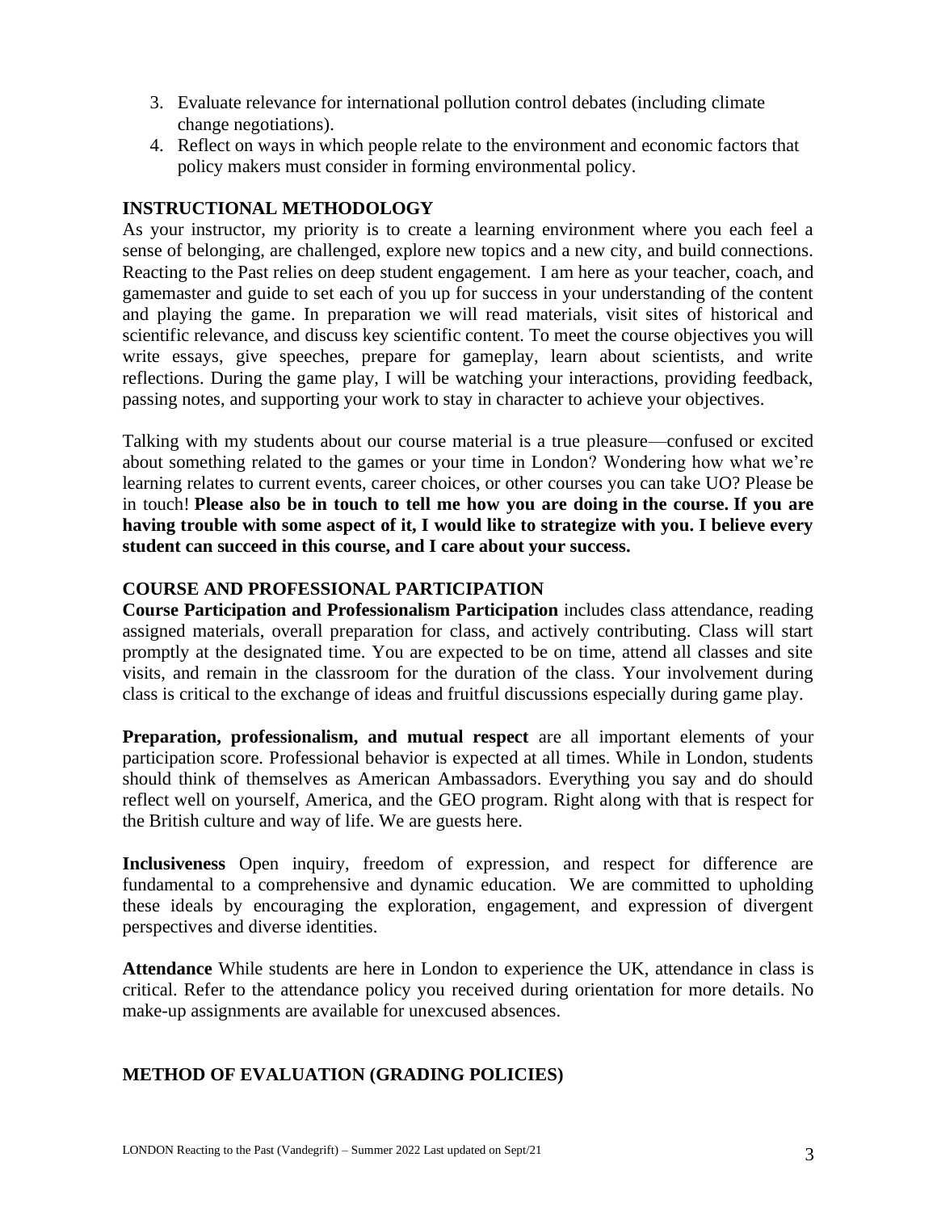3. Evaluate relevance for international pollution control debates (including climate change negotiations).
4. Reflect on ways in which people relate to the environment and economic factors that policy makers must consider in forming environmental policy.

## INSTRUCTIONAL METHODOLOGY

As your instructor, my priority is to create a learning environment where you each feel a sense of belonging, are challenged, explore new topics and a new city, and build connections. Reacting to the Past relies on deep student engagement. I am here as your teacher, coach, and gamemaster and guide to set each of you up for success in your understanding of the content and playing the game. In preparation we will read materials, visit sites of historical and scientific relevance, and discuss key scientific content. To meet the course objectives you will write essays, give speeches, prepare for gameplay, learn about scientists, and write reflections. During the game play, I will be watching your interactions, providing feedback, passing notes, and supporting your work to stay in character to achieve your objectives.

Talking with my students about our course material is a true pleasure—confused or excited about something related to the games or your time in London? Wondering how what we're learning relates to current events, career choices, or other courses you can take UO? Please be in touch! **Please also be in touch to tell me how you are doing in the course. If you are having trouble with some aspect of it, I would like to strategize with you. I believe every student can succeed in this course, and I care about your success.**

## COURSE AND PROFESSIONAL PARTICIPATION

**Course Participation and Professionalism Participation** includes class attendance, reading assigned materials, overall preparation for class, and actively contributing. Class will start promptly at the designated time. You are expected to be on time, attend all classes and site visits, and remain in the classroom for the duration of the class. Your involvement during class is critical to the exchange of ideas and fruitful discussions especially during game play.

**Preparation, professionalism, and mutual respect** are all important elements of your participation score. Professional behavior is expected at all times. While in London, students should think of themselves as American Ambassadors. Everything you say and do should reflect well on yourself, America, and the GEO program. Right along with that is respect for the British culture and way of life. We are guests here.

**Inclusiveness** Open inquiry, freedom of expression, and respect for difference are fundamental to a comprehensive and dynamic education. We are committed to upholding these ideals by encouraging the exploration, engagement, and expression of divergent perspectives and diverse identities.

**Attendance** While students are here in London to experience the UK, attendance in class is critical. Refer to the attendance policy you received during orientation for more details. No make-up assignments are available for unexcused absences.

## METHOD OF EVALUATION (GRADING POLICIES)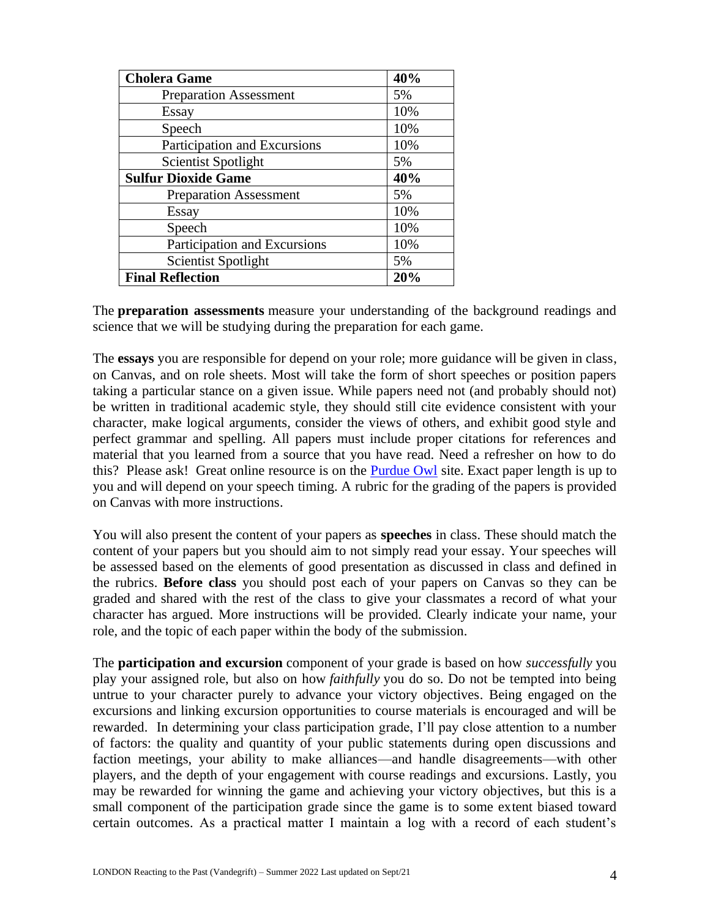| **Cholera Game** | **40%** |
| --- | --- |
| Preparation Assessment | 5% |
| Essay | 10% |
| Speech | 10% |
| Participation and Excursions | 10% |
| Scientist Spotlight | 5% |
| **Sulfur Dioxide Game** | **40%** |
| Preparation Assessment | 5% |
| Essay | 10% |
| Speech | 10% |
| Participation and Excursions | 10% |
| Scientist Spotlight | 5% |
| **Final Reflection** | **20%** |

The **preparation assessments** measure your understanding of the background readings and science that we will be studying during the preparation for each game.

The **essays** you are responsible for depend on your role; more guidance will be given in class, on Canvas, and on role sheets. Most will take the form of short speeches or position papers taking a particular stance on a given issue. While papers need not (and probably should not) be written in traditional academic style, they should still cite evidence consistent with your character, make logical arguments, consider the views of others, and exhibit good style and perfect grammar and spelling. All papers must include proper citations for references and material that you learned from a source that you have read. Need a refresher on how to do this? Please ask! Great online resource is on the Purdue Owl site. Exact paper length is up to you and will depend on your speech timing. A rubric for the grading of the papers is provided on Canvas with more instructions.

You will also present the content of your papers as **speeches** in class. These should match the content of your papers but you should aim to not simply read your essay. Your speeches will be assessed based on the elements of good presentation as discussed in class and defined in the rubrics. **Before class** you should post each of your papers on Canvas so they can be graded and shared with the rest of the class to give your classmates a record of what your character has argued. More instructions will be provided. Clearly indicate your name, your role, and the topic of each paper within the body of the submission.

The **participation and excursion** component of your grade is based on how *successfully* you play your assigned role, but also on how *faithfully* you do so. Do not be tempted into being untrue to your character purely to advance your victory objectives. Being engaged on the excursions and linking excursion opportunities to course materials is encouraged and will be rewarded. In determining your class participation grade, I'll pay close attention to a number of factors: the quality and quantity of your public statements during open discussions and faction meetings, your ability to make alliances—and handle disagreements—with other players, and the depth of your engagement with course readings and excursions. Lastly, you may be rewarded for winning the game and achieving your victory objectives, but this is a small component of the participation grade since the game is to some extent biased toward certain outcomes. As a practical matter I maintain a log with a record of each student's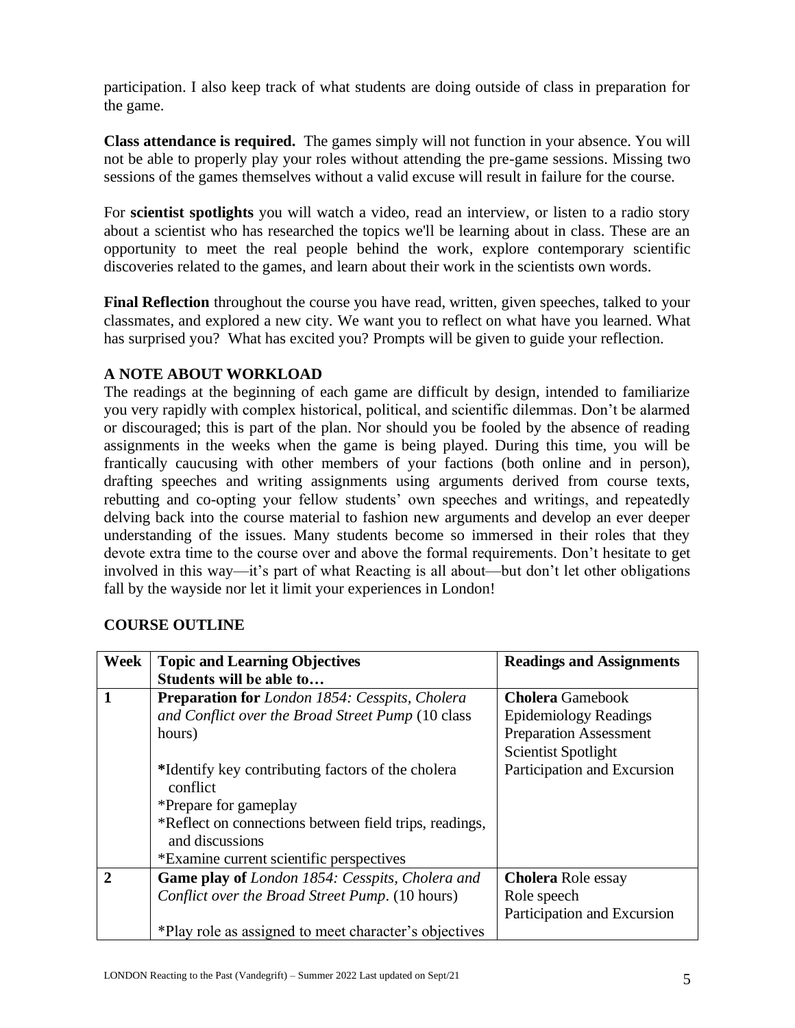participation. I also keep track of what students are doing outside of class in preparation for the game.

**Class attendance is required.** The games simply will not function in your absence. You will not be able to properly play your roles without attending the pre-game sessions. Missing two sessions of the games themselves without a valid excuse will result in failure for the course.

For **scientist spotlights** you will watch a video, read an interview, or listen to a radio story about a scientist who has researched the topics we'll be learning about in class. These are an opportunity to meet the real people behind the work, explore contemporary scientific discoveries related to the games, and learn about their work in the scientists own words.

**Final Reflection** throughout the course you have read, written, given speeches, talked to your classmates, and explored a new city. We want you to reflect on what have you learned. What has surprised you? What has excited you? Prompts will be given to guide your reflection.

**A NOTE ABOUT WORKLOAD**

The readings at the beginning of each game are difficult by design, intended to familiarize you very rapidly with complex historical, political, and scientific dilemmas. Don't be alarmed or discouraged; this is part of the plan. Nor should you be fooled by the absence of reading assignments in the weeks when the game is being played. During this time, you will be frantically caucusing with other members of your factions (both online and in person), drafting speeches and writing assignments using arguments derived from course texts, rebutting and co-opting your fellow students' own speeches and writings, and repeatedly delving back into the course material to fashion new arguments and develop an ever deeper understanding of the issues. Many students become so immersed in their roles that they devote extra time to the course over and above the formal requirements. Don't hesitate to get involved in this way—it's part of what Reacting is all about—but don't let other obligations fall by the wayside nor let it limit your experiences in London!

**COURSE OUTLINE**

| Week | Topic and Learning Objectives<br>Students will be able to… | Readings and Assignments |
|---|---|---|
| **1** | **Preparation for** *London 1854: Cesspits, Cholera and Conflict over the Broad Street Pump* (10 class hours)<br><br>*Identify key contributing factors of the cholera conflict<br>*Prepare for gameplay<br>*Reflect on connections between field trips, readings, and discussions<br>*Examine current scientific perspectives | **Cholera** Gamebook<br>Epidemiology Readings<br>Preparation Assessment<br>Scientist Spotlight<br>Participation and Excursion |
| **2** | **Game play of** *London 1854: Cesspits, Cholera and Conflict over the Broad Street Pump*. (10 hours)<br><br>*Play role as assigned to meet character's objectives | **Cholera** Role essay<br>Role speech<br>Participation and Excursion |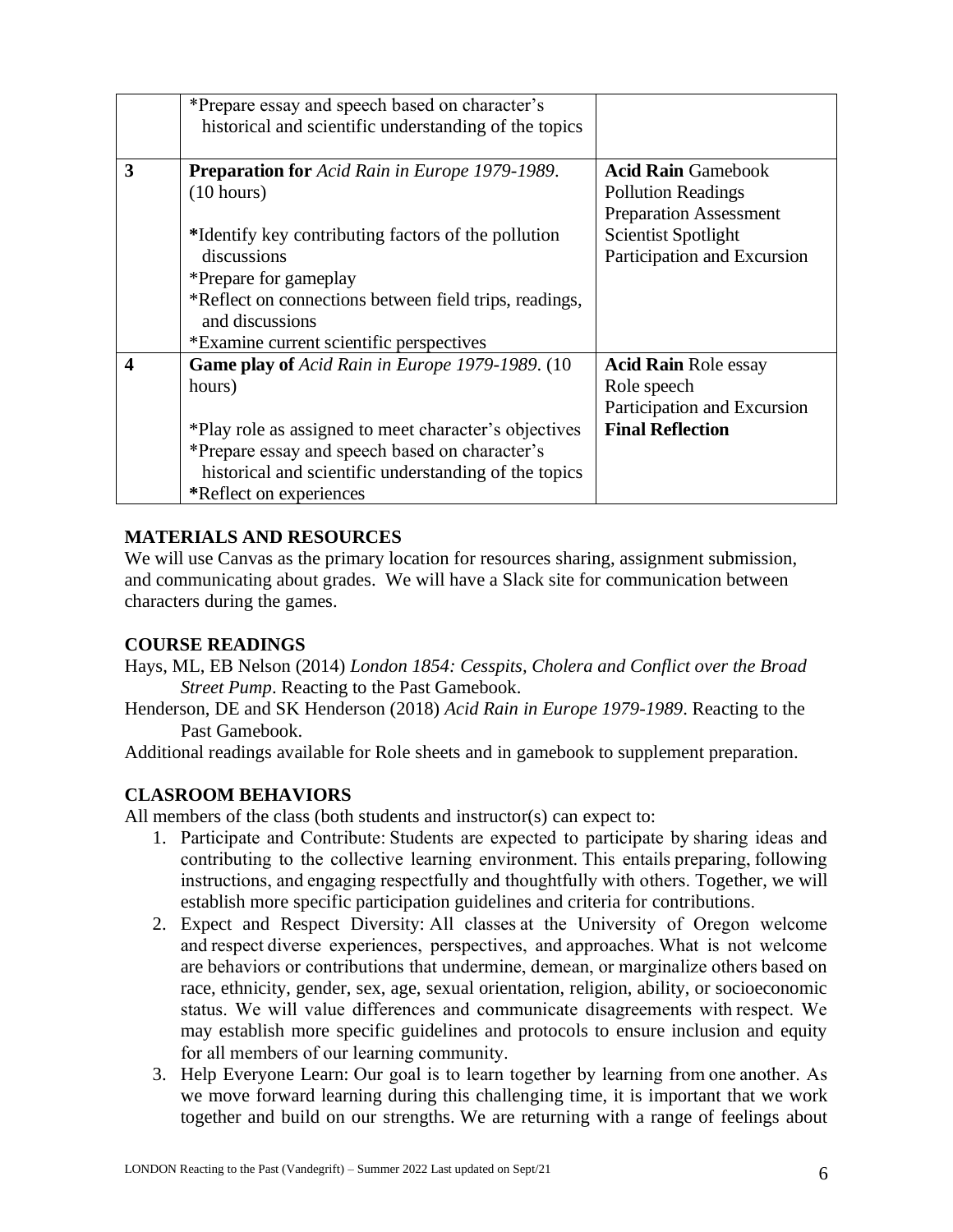| | | |
|---|---|---|
| | *Prepare essay and speech based on character's historical and scientific understanding of the topics | |
| **3** | **Preparation for** *Acid Rain in Europe 1979-1989*. (10 hours)<br><br>*Identify key contributing factors of the pollution discussions<br>*Prepare for gameplay<br>*Reflect on connections between field trips, readings, and discussions<br>*Examine current scientific perspectives | **Acid Rain** Gamebook<br>Pollution Readings<br>Preparation Assessment<br>Scientist Spotlight<br>Participation and Excursion |
| **4** | **Game play of** *Acid Rain in Europe 1979-1989*. (10 hours)<br><br>*Play role as assigned to meet character's objectives<br>*Prepare essay and speech based on character's historical and scientific understanding of the topics<br>*Reflect on experiences | **Acid Rain** Role essay<br>Role speech<br>Participation and Excursion<br>**Final Reflection** |

## MATERIALS AND RESOURCES

We will use Canvas as the primary location for resources sharing, assignment submission, and communicating about grades. We will have a Slack site for communication between characters during the games.

## COURSE READINGS

Hays, ML, EB Nelson (2014) *London 1854: Cesspits, Cholera and Conflict over the Broad Street Pump*. Reacting to the Past Gamebook.

Henderson, DE and SK Henderson (2018) *Acid Rain in Europe 1979-1989*. Reacting to the Past Gamebook.

Additional readings available for Role sheets and in gamebook to supplement preparation.

## CLASROOM BEHAVIORS

All members of the class (both students and instructor(s) can expect to:

1. Participate and Contribute: Students are expected to participate by sharing ideas and contributing to the collective learning environment. This entails preparing, following instructions, and engaging respectfully and thoughtfully with others. Together, we will establish more specific participation guidelines and criteria for contributions.
2. Expect and Respect Diversity: All classes at the University of Oregon welcome and respect diverse experiences, perspectives, and approaches. What is not welcome are behaviors or contributions that undermine, demean, or marginalize others based on race, ethnicity, gender, sex, age, sexual orientation, religion, ability, or socioeconomic status. We will value differences and communicate disagreements with respect. We may establish more specific guidelines and protocols to ensure inclusion and equity for all members of our learning community.
3. Help Everyone Learn: Our goal is to learn together by learning from one another. As we move forward learning during this challenging time, it is important that we work together and build on our strengths. We are returning with a range of feelings about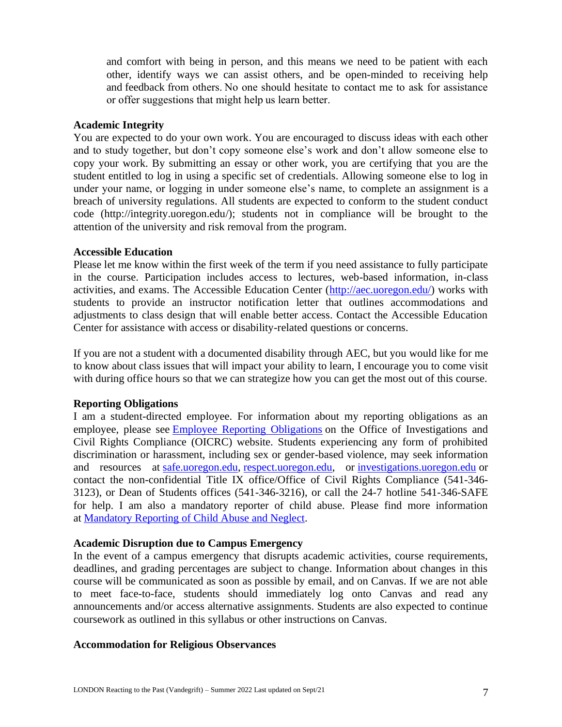and comfort with being in person, and this means we need to be patient with each other, identify ways we can assist others, and be open-minded to receiving help and feedback from others. No one should hesitate to contact me to ask for assistance or offer suggestions that might help us learn better.

**Academic Integrity**

You are expected to do your own work. You are encouraged to discuss ideas with each other and to study together, but don't copy someone else's work and don't allow someone else to copy your work. By submitting an essay or other work, you are certifying that you are the student entitled to log in using a specific set of credentials. Allowing someone else to log in under your name, or logging in under someone else's name, to complete an assignment is a breach of university regulations. All students are expected to conform to the student conduct code (http://integrity.uoregon.edu/); students not in compliance will be brought to the attention of the university and risk removal from the program.

**Accessible Education**

Please let me know within the first week of the term if you need assistance to fully participate in the course. Participation includes access to lectures, web-based information, in-class activities, and exams. The Accessible Education Center ([http://aec.uoregon.edu/](http://aec.uoregon.edu/)) works with students to provide an instructor notification letter that outlines accommodations and adjustments to class design that will enable better access. Contact the Accessible Education Center for assistance with access or disability-related questions or concerns.

If you are not a student with a documented disability through AEC, but you would like for me to know about class issues that will impact your ability to learn, I encourage you to come visit with during office hours so that we can strategize how you can get the most out of this course.

**Reporting Obligations**

I am a student-directed employee. For information about my reporting obligations as an employee, please see Employee Reporting Obligations on the Office of Investigations and Civil Rights Compliance (OICRC) website. Students experiencing any form of prohibited discrimination or harassment, including sex or gender-based violence, may seek information and resources at safe.uoregon.edu, respect.uoregon.edu, or investigations.uoregon.edu or contact the non-confidential Title IX office/Office of Civil Rights Compliance (541-346-3123), or Dean of Students offices (541-346-3216), or call the 24-7 hotline 541-346-SAFE for help. I am also a mandatory reporter of child abuse. Please find more information at Mandatory Reporting of Child Abuse and Neglect.

**Academic Disruption due to Campus Emergency**

In the event of a campus emergency that disrupts academic activities, course requirements, deadlines, and grading percentages are subject to change. Information about changes in this course will be communicated as soon as possible by email, and on Canvas. If we are not able to meet face-to-face, students should immediately log onto Canvas and read any announcements and/or access alternative assignments. Students are also expected to continue coursework as outlined in this syllabus or other instructions on Canvas.

**Accommodation for Religious Observances**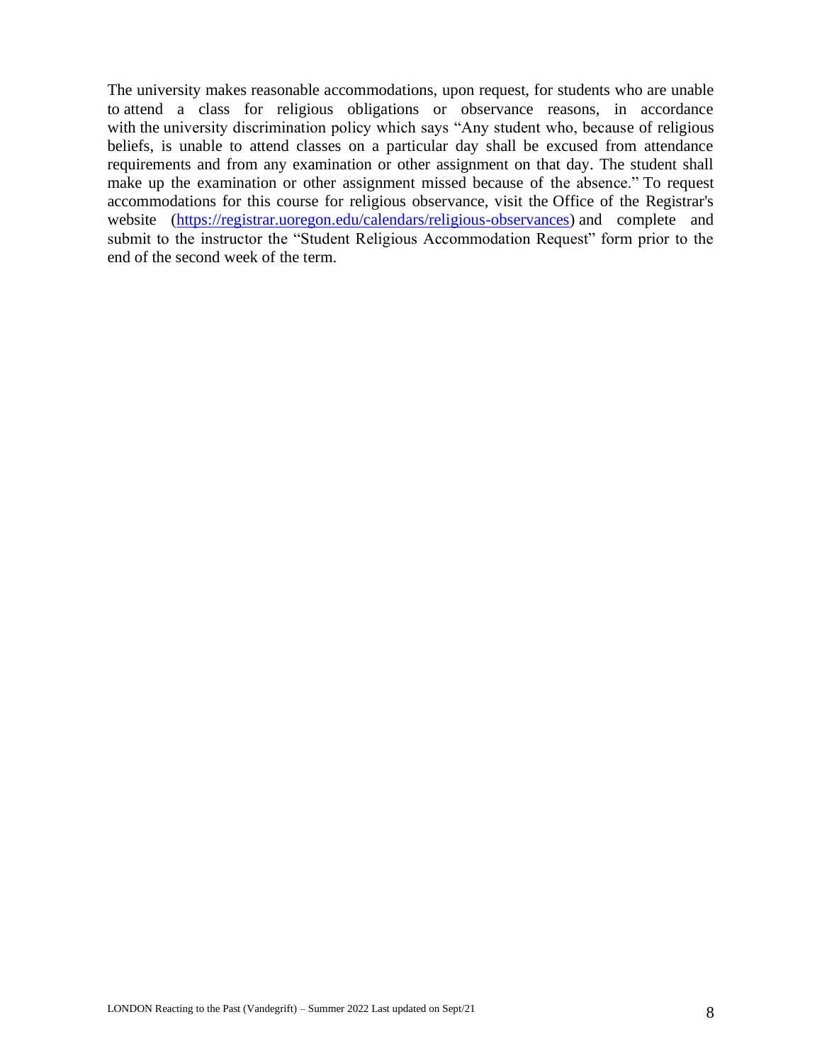The university makes reasonable accommodations, upon request, for students who are unable to attend a class for religious obligations or observance reasons, in accordance with the university discrimination policy which says "Any student who, because of religious beliefs, is unable to attend classes on a particular day shall be excused from attendance requirements and from any examination or other assignment on that day. The student shall make up the examination or other assignment missed because of the absence." To request accommodations for this course for religious observance, visit the Office of the Registrar's website (https://registrar.uoregon.edu/calendars/religious-observances) and complete and submit to the instructor the "Student Religious Accommodation Request" form prior to the end of the second week of the term.